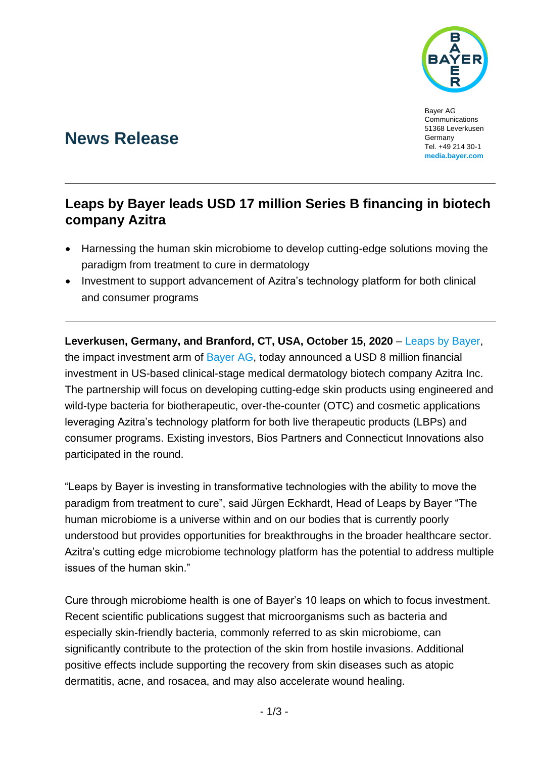Bayer AG
Communications
51368 Leverkusen
Germany
Tel. +49 214 30-1
**media.bayer.com**

# News Release

## Leaps by Bayer leads USD 17 million Series B financing in biotech company Azitra

- Harnessing the human skin microbiome to develop cutting-edge solutions moving the paradigm from treatment to cure in dermatology
- Investment to support advancement of Azitra's technology platform for both clinical and consumer programs

**Leverkusen, Germany, and Branford, CT, USA, October 15, 2020** – Leaps by Bayer, the impact investment arm of Bayer AG, today announced a USD 8 million financial investment in US-based clinical-stage medical dermatology biotech company Azitra Inc. The partnership will focus on developing cutting-edge skin products using engineered and wild-type bacteria for biotherapeutic, over-the-counter (OTC) and cosmetic applications leveraging Azitra's technology platform for both live therapeutic products (LBPs) and consumer programs. Existing investors, Bios Partners and Connecticut Innovations also participated in the round.

"Leaps by Bayer is investing in transformative technologies with the ability to move the paradigm from treatment to cure", said Jürgen Eckhardt, Head of Leaps by Bayer "The human microbiome is a universe within and on our bodies that is currently poorly understood but provides opportunities for breakthroughs in the broader healthcare sector. Azitra's cutting edge microbiome technology platform has the potential to address multiple issues of the human skin."

Cure through microbiome health is one of Bayer's 10 leaps on which to focus investment. Recent scientific publications suggest that microorganisms such as bacteria and especially skin-friendly bacteria, commonly referred to as skin microbiome, can significantly contribute to the protection of the skin from hostile invasions. Additional positive effects include supporting the recovery from skin diseases such as atopic dermatitis, acne, and rosacea, and may also accelerate wound healing.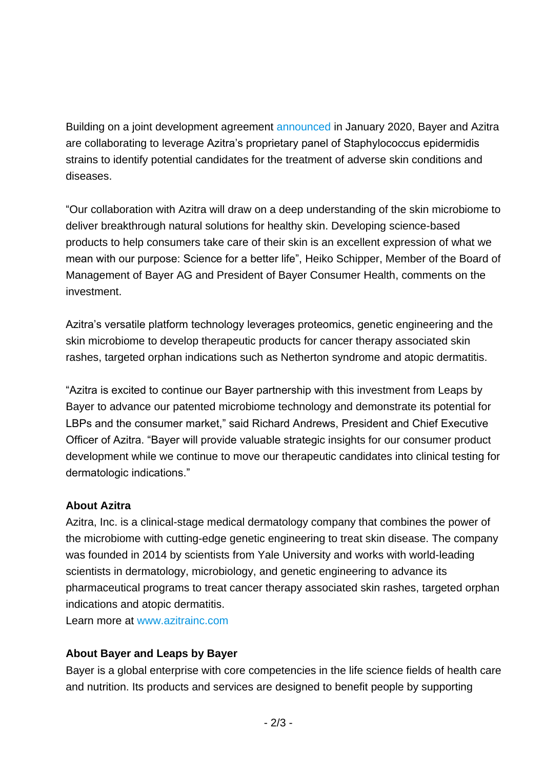Building on a joint development agreement announced in January 2020, Bayer and Azitra are collaborating to leverage Azitra's proprietary panel of Staphylococcus epidermidis strains to identify potential candidates for the treatment of adverse skin conditions and diseases.

"Our collaboration with Azitra will draw on a deep understanding of the skin microbiome to deliver breakthrough natural solutions for healthy skin. Developing science-based products to help consumers take care of their skin is an excellent expression of what we mean with our purpose: Science for a better life", Heiko Schipper, Member of the Board of Management of Bayer AG and President of Bayer Consumer Health, comments on the investment.

Azitra's versatile platform technology leverages proteomics, genetic engineering and the skin microbiome to develop therapeutic products for cancer therapy associated skin rashes, targeted orphan indications such as Netherton syndrome and atopic dermatitis.

"Azitra is excited to continue our Bayer partnership with this investment from Leaps by Bayer to advance our patented microbiome technology and demonstrate its potential for LBPs and the consumer market," said Richard Andrews, President and Chief Executive Officer of Azitra. "Bayer will provide valuable strategic insights for our consumer product development while we continue to move our therapeutic candidates into clinical testing for dermatologic indications."

**About Azitra**

Azitra, Inc. is a clinical-stage medical dermatology company that combines the power of the microbiome with cutting-edge genetic engineering to treat skin disease. The company was founded in 2014 by scientists from Yale University and works with world-leading scientists in dermatology, microbiology, and genetic engineering to advance its pharmaceutical programs to treat cancer therapy associated skin rashes, targeted orphan indications and atopic dermatitis.
Learn more at www.azitrainc.com

**About Bayer and Leaps by Bayer**

Bayer is a global enterprise with core competencies in the life science fields of health care and nutrition. Its products and services are designed to benefit people by supporting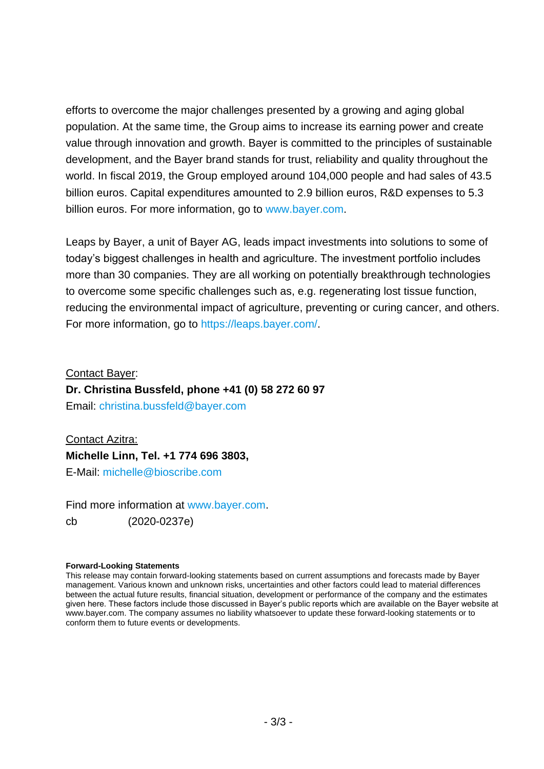efforts to overcome the major challenges presented by a growing and aging global population. At the same time, the Group aims to increase its earning power and create value through innovation and growth. Bayer is committed to the principles of sustainable development, and the Bayer brand stands for trust, reliability and quality throughout the world. In fiscal 2019, the Group employed around 104,000 people and had sales of 43.5 billion euros. Capital expenditures amounted to 2.9 billion euros, R&D expenses to 5.3 billion euros. For more information, go to www.bayer.com.

Leaps by Bayer, a unit of Bayer AG, leads impact investments into solutions to some of today's biggest challenges in health and agriculture. The investment portfolio includes more than 30 companies. They are all working on potentially breakthrough technologies to overcome some specific challenges such as, e.g. regenerating lost tissue function, reducing the environmental impact of agriculture, preventing or curing cancer, and others. For more information, go to https://leaps.bayer.com/.

<u>Contact Bayer</u>:
**Dr. Christina Bussfeld, phone +41 (0) 58 272 60 97**
Email: christina.bussfeld@bayer.com

<u>Contact Azitra:</u>
**Michelle Linn, Tel. +1 774 696 3803,**
E-Mail: michelle@bioscribe.com

Find more information at www.bayer.com.
cb (2020-0237e)

**Forward-Looking Statements**
This release may contain forward-looking statements based on current assumptions and forecasts made by Bayer management. Various known and unknown risks, uncertainties and other factors could lead to material differences between the actual future results, financial situation, development or performance of the company and the estimates given here. These factors include those discussed in Bayer's public reports which are available on the Bayer website at www.bayer.com. The company assumes no liability whatsoever to update these forward-looking statements or to conform them to future events or developments.